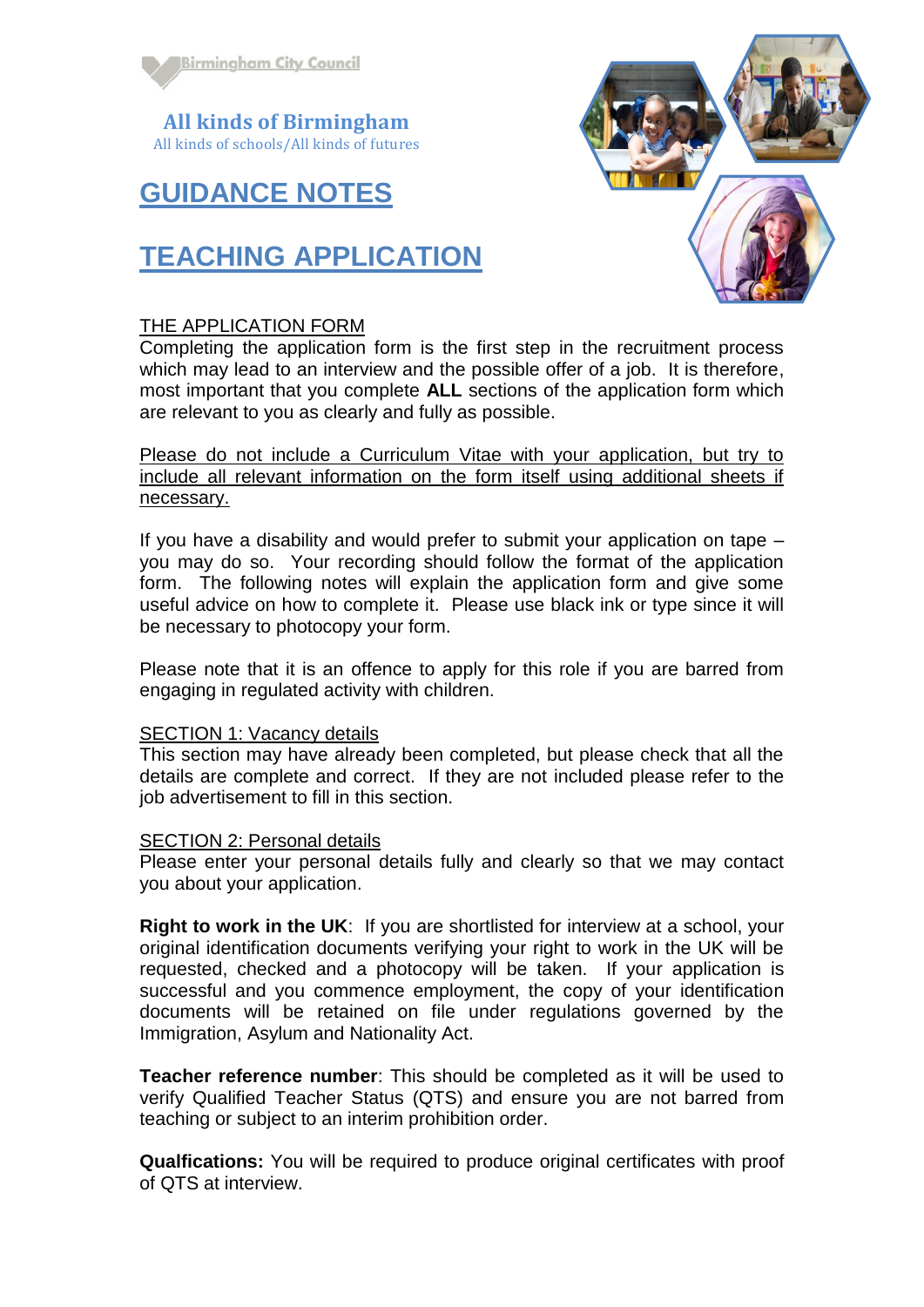Birmingham City Council

**All kinds of Birmingham**
All kinds of schools/All kinds of futures

# GUIDANCE NOTES

# TEACHING APPLICATION

## THE APPLICATION FORM

Completing the application form is the first step in the recruitment process which may lead to an interview and the possible offer of a job. It is therefore, most important that you complete **ALL** sections of the application form which are relevant to you as clearly and fully as possible.

Please do not include a Curriculum Vitae with your application, but try to include all relevant information on the form itself using additional sheets if necessary.

If you have a disability and would prefer to submit your application on tape – you may do so. Your recording should follow the format of the application form. The following notes will explain the application form and give some useful advice on how to complete it. Please use black ink or type since it will be necessary to photocopy your form.

Please note that it is an offence to apply for this role if you are barred from engaging in regulated activity with children.

## SECTION 1: Vacancy details

This section may have already been completed, but please check that all the details are complete and correct. If they are not included please refer to the job advertisement to fill in this section.

## SECTION 2: Personal details

Please enter your personal details fully and clearly so that we may contact you about your application.

**Right to work in the UK**: If you are shortlisted for interview at a school, your original identification documents verifying your right to work in the UK will be requested, checked and a photocopy will be taken. If your application is successful and you commence employment, the copy of your identification documents will be retained on file under regulations governed by the Immigration, Asylum and Nationality Act.

**Teacher reference number**: This should be completed as it will be used to verify Qualified Teacher Status (QTS) and ensure you are not barred from teaching or subject to an interim prohibition order.

**Qualfications:** You will be required to produce original certificates with proof of QTS at interview.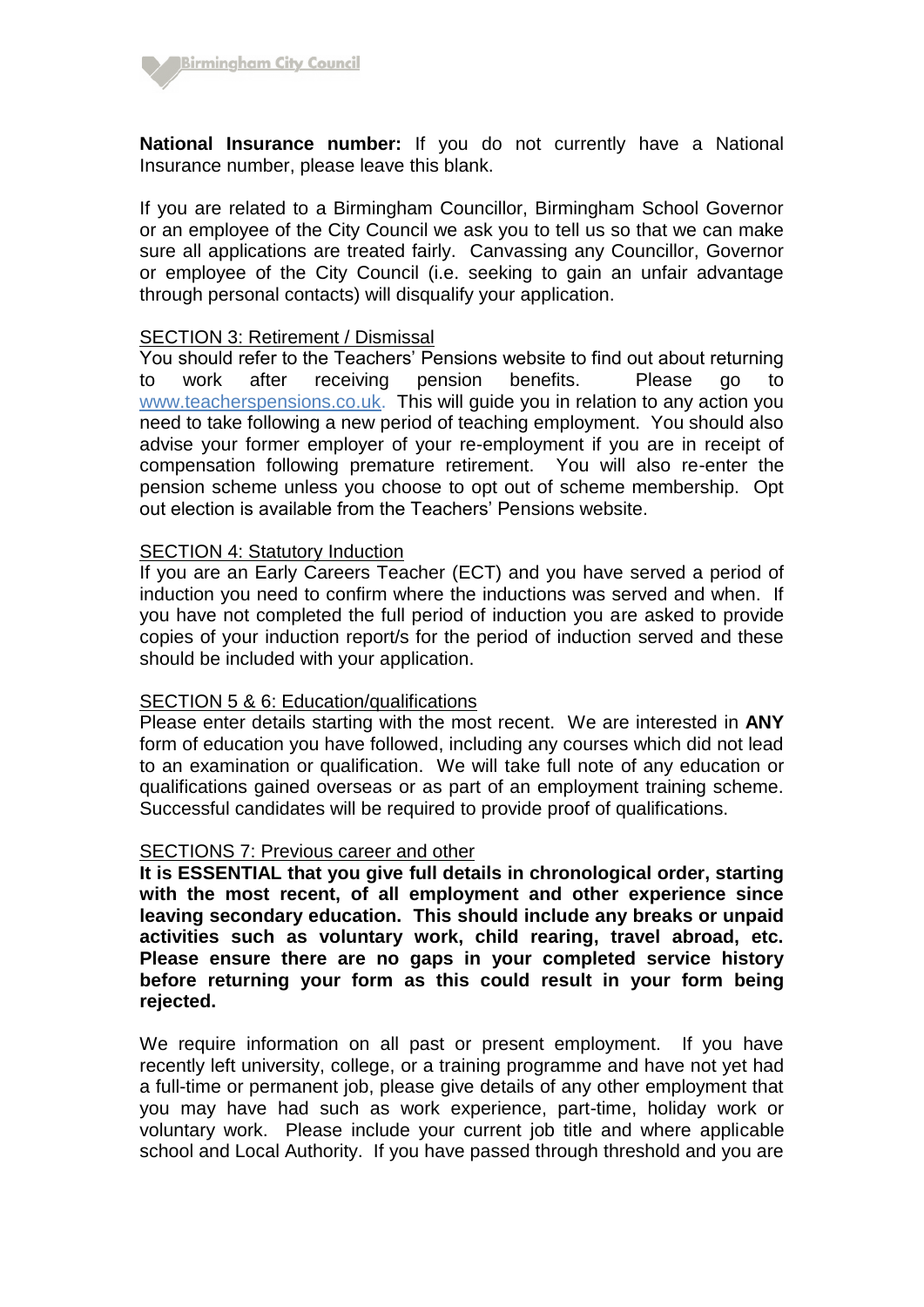**National Insurance number:** If you do not currently have a National Insurance number, please leave this blank.

If you are related to a Birmingham Councillor, Birmingham School Governor or an employee of the City Council we ask you to tell us so that we can make sure all applications are treated fairly. Canvassing any Councillor, Governor or employee of the City Council (i.e. seeking to gain an unfair advantage through personal contacts) will disqualify your application.

SECTION 3: Retirement / Dismissal

You should refer to the Teachers' Pensions website to find out about returning to work after receiving pension benefits. Please go to www.teacherspensions.co.uk. This will guide you in relation to any action you need to take following a new period of teaching employment. You should also advise your former employer of your re-employment if you are in receipt of compensation following premature retirement. You will also re-enter the pension scheme unless you choose to opt out of scheme membership. Opt out election is available from the Teachers' Pensions website.

SECTION 4: Statutory Induction

If you are an Early Careers Teacher (ECT) and you have served a period of induction you need to confirm where the inductions was served and when. If you have not completed the full period of induction you are asked to provide copies of your induction report/s for the period of induction served and these should be included with your application.

SECTION 5 & 6: Education/qualifications

Please enter details starting with the most recent. We are interested in **ANY** form of education you have followed, including any courses which did not lead to an examination or qualification. We will take full note of any education or qualifications gained overseas or as part of an employment training scheme. Successful candidates will be required to provide proof of qualifications.

SECTIONS 7: Previous career and other

**It is ESSENTIAL that you give full details in chronological order, starting with the most recent, of all employment and other experience since leaving secondary education. This should include any breaks or unpaid activities such as voluntary work, child rearing, travel abroad, etc. Please ensure there are no gaps in your completed service history before returning your form as this could result in your form being rejected.**

We require information on all past or present employment. If you have recently left university, college, or a training programme and have not yet had a full-time or permanent job, please give details of any other employment that you may have had such as work experience, part-time, holiday work or voluntary work. Please include your current job title and where applicable school and Local Authority. If you have passed through threshold and you are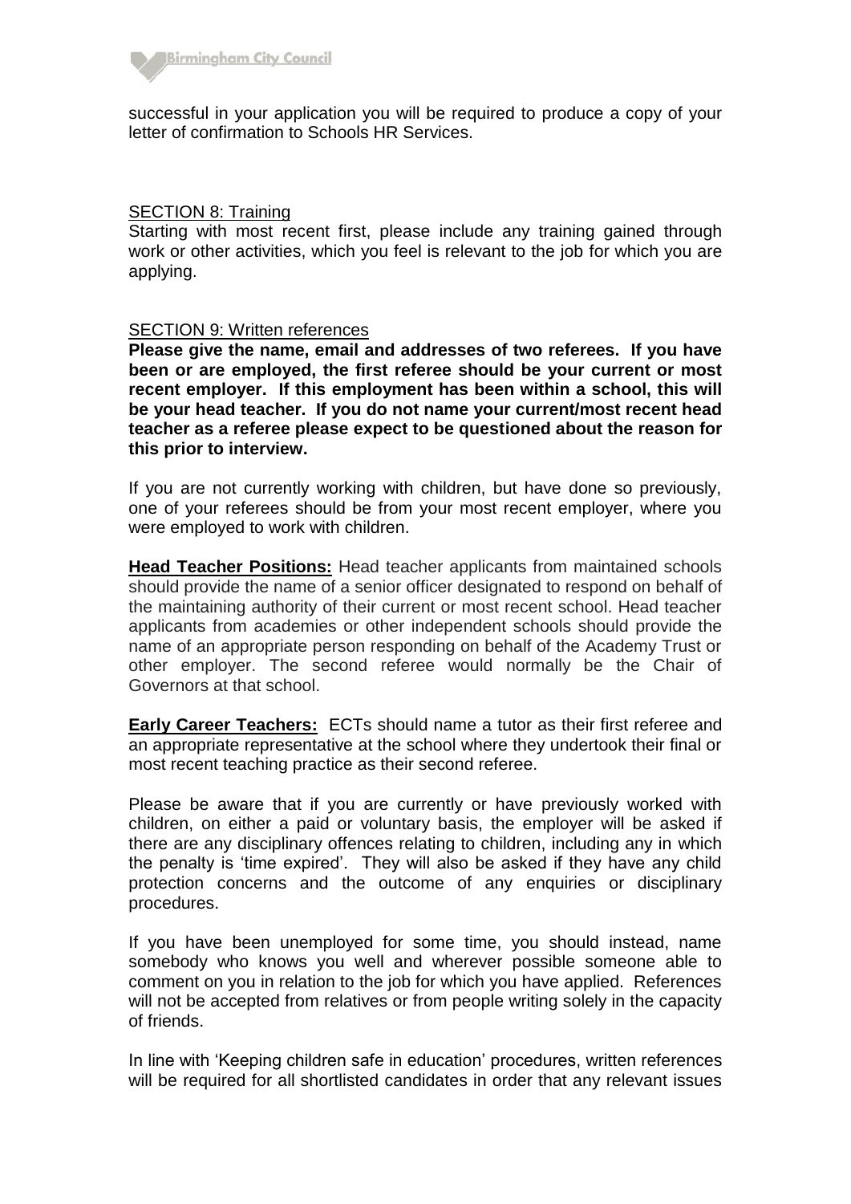successful in your application you will be required to produce a copy of your letter of confirmation to Schools HR Services.

SECTION 8: Training

Starting with most recent first, please include any training gained through work or other activities, which you feel is relevant to the job for which you are applying.

SECTION 9: Written references

**Please give the name, email and addresses of two referees. If you have been or are employed, the first referee should be your current or most recent employer. If this employment has been within a school, this will be your head teacher. If you do not name your current/most recent head teacher as a referee please expect to be questioned about the reason for this prior to interview.**

If you are not currently working with children, but have done so previously, one of your referees should be from your most recent employer, where you were employed to work with children.

**Head Teacher Positions:** Head teacher applicants from maintained schools should provide the name of a senior officer designated to respond on behalf of the maintaining authority of their current or most recent school. Head teacher applicants from academies or other independent schools should provide the name of an appropriate person responding on behalf of the Academy Trust or other employer. The second referee would normally be the Chair of Governors at that school.

**Early Career Teachers:** ECTs should name a tutor as their first referee and an appropriate representative at the school where they undertook their final or most recent teaching practice as their second referee.

Please be aware that if you are currently or have previously worked with children, on either a paid or voluntary basis, the employer will be asked if there are any disciplinary offences relating to children, including any in which the penalty is 'time expired'. They will also be asked if they have any child protection concerns and the outcome of any enquiries or disciplinary procedures.

If you have been unemployed for some time, you should instead, name somebody who knows you well and wherever possible someone able to comment on you in relation to the job for which you have applied. References will not be accepted from relatives or from people writing solely in the capacity of friends.

In line with 'Keeping children safe in education' procedures, written references will be required for all shortlisted candidates in order that any relevant issues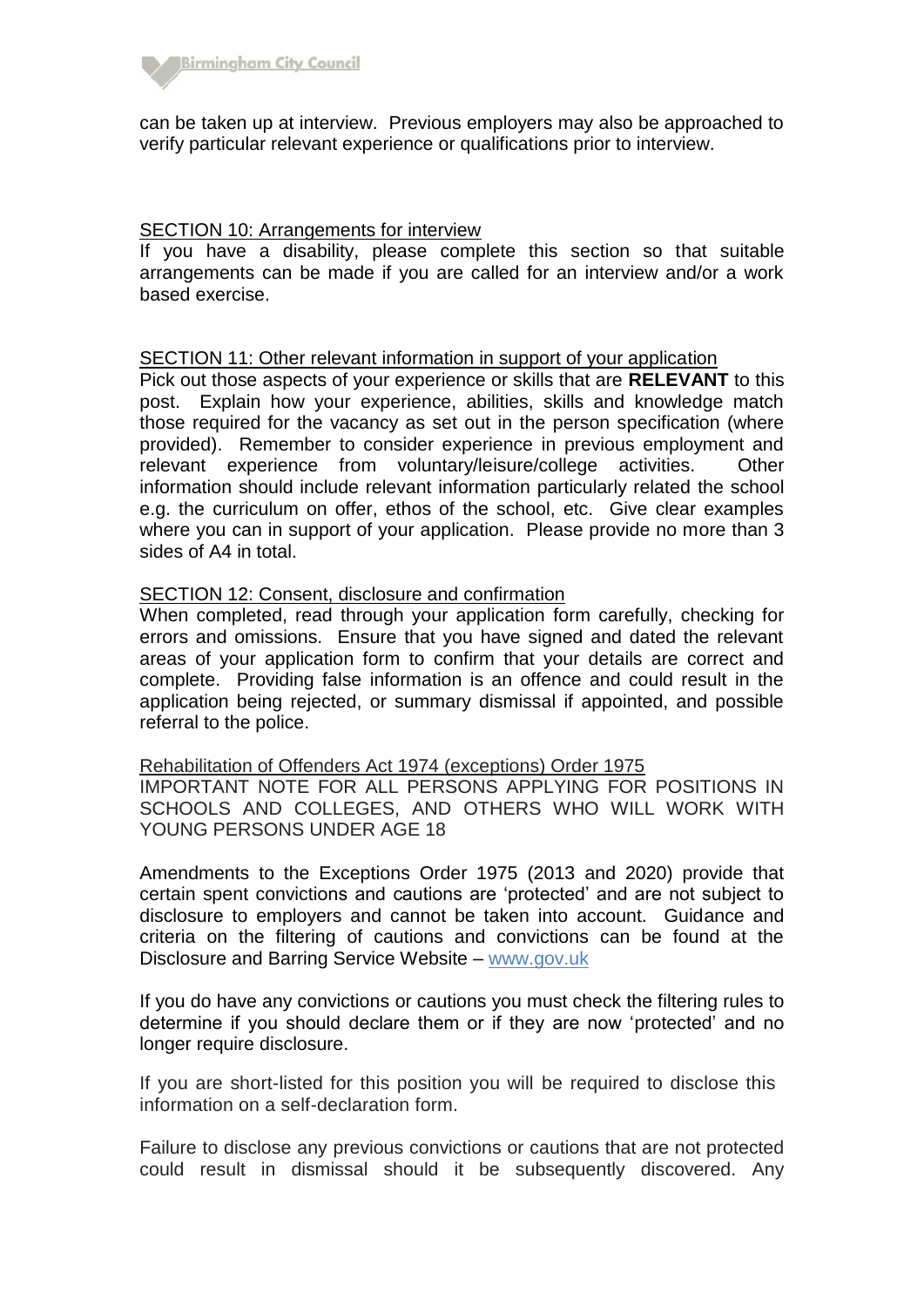can be taken up at interview. Previous employers may also be approached to verify particular relevant experience or qualifications prior to interview.

## SECTION 10: Arrangements for interview

If you have a disability, please complete this section so that suitable arrangements can be made if you are called for an interview and/or a work based exercise.

## SECTION 11: Other relevant information in support of your application

Pick out those aspects of your experience or skills that are **RELEVANT** to this post. Explain how your experience, abilities, skills and knowledge match those required for the vacancy as set out in the person specification (where provided). Remember to consider experience in previous employment and relevant experience from voluntary/leisure/college activities. Other information should include relevant information particularly related the school e.g. the curriculum on offer, ethos of the school, etc. Give clear examples where you can in support of your application. Please provide no more than 3 sides of A4 in total.

## SECTION 12: Consent, disclosure and confirmation

When completed, read through your application form carefully, checking for errors and omissions. Ensure that you have signed and dated the relevant areas of your application form to confirm that your details are correct and complete. Providing false information is an offence and could result in the application being rejected, or summary dismissal if appointed, and possible referral to the police.

### Rehabilitation of Offenders Act 1974 (exceptions) Order 1975

IMPORTANT NOTE FOR ALL PERSONS APPLYING FOR POSITIONS IN SCHOOLS AND COLLEGES, AND OTHERS WHO WILL WORK WITH YOUNG PERSONS UNDER AGE 18

Amendments to the Exceptions Order 1975 (2013 and 2020) provide that certain spent convictions and cautions are 'protected' and are not subject to disclosure to employers and cannot be taken into account. Guidance and criteria on the filtering of cautions and convictions can be found at the Disclosure and Barring Service Website – [www.gov.uk](http://www.gov.uk)

If you do have any convictions or cautions you must check the filtering rules to determine if you should declare them or if they are now 'protected' and no longer require disclosure.

If you are short-listed for this position you will be required to disclose this information on a self-declaration form.

Failure to disclose any previous convictions or cautions that are not protected could result in dismissal should it be subsequently discovered. Any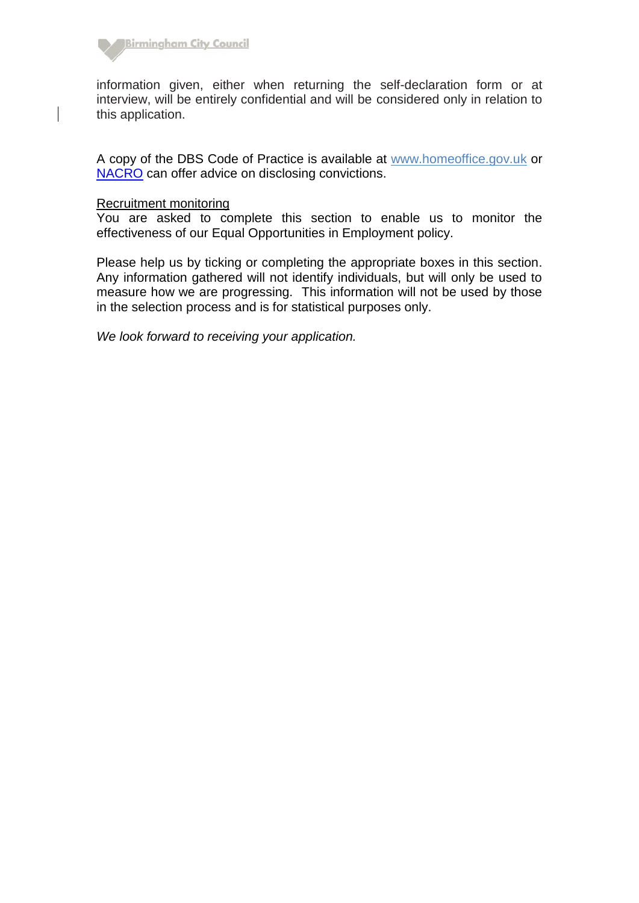information given, either when returning the self-declaration form or at interview, will be entirely confidential and will be considered only in relation to this application.

A copy of the DBS Code of Practice is available at [www.homeoffice.gov.uk](http://www.homeoffice.gov.uk) or NACRO can offer advice on disclosing convictions.

Recruitment monitoring

You are asked to complete this section to enable us to monitor the effectiveness of our Equal Opportunities in Employment policy.

Please help us by ticking or completing the appropriate boxes in this section. Any information gathered will not identify individuals, but will only be used to measure how we are progressing. This information will not be used by those in the selection process and is for statistical purposes only.

*We look forward to receiving your application.*